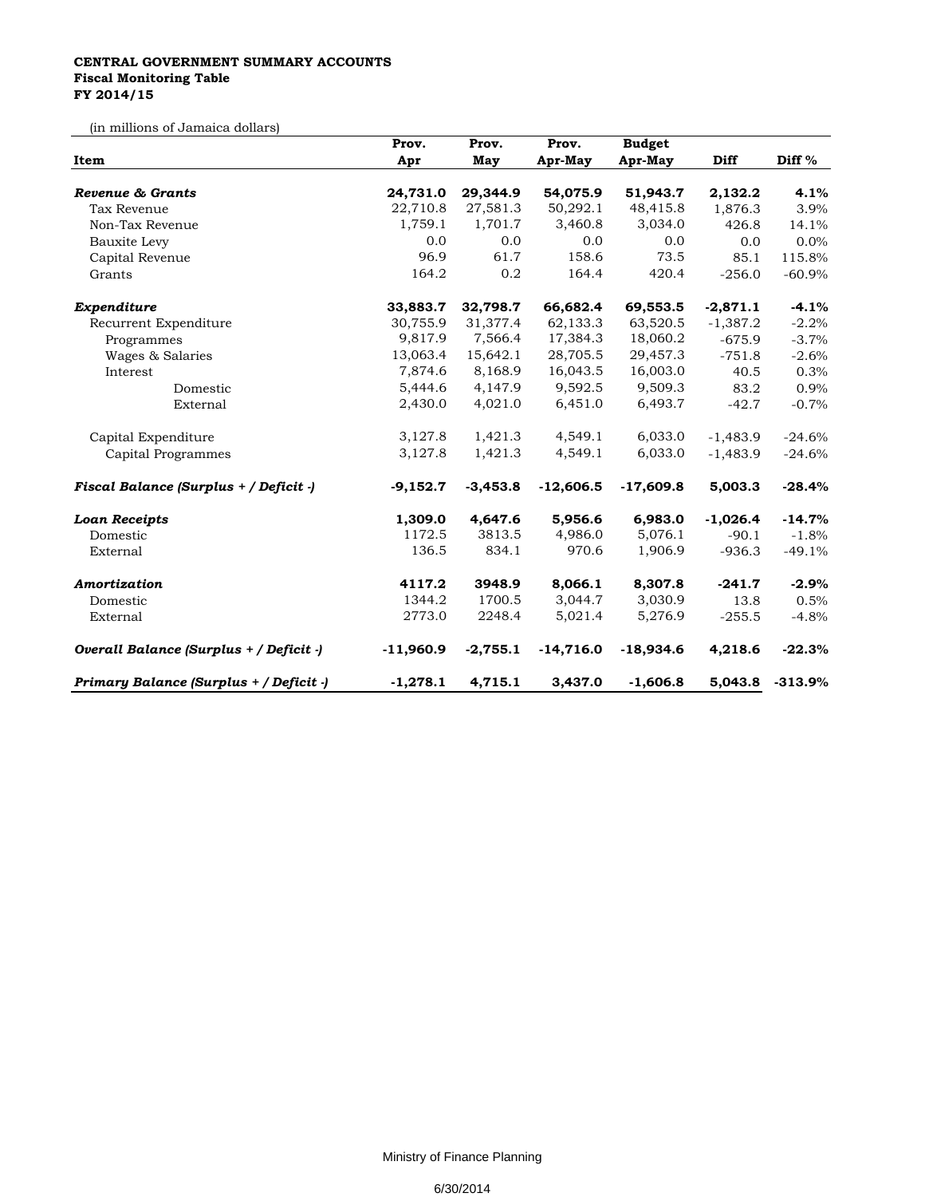**CENTRAL GOVERNMENT SUMMARY ACCOUNTS**
**Fiscal Monitoring Table**
**FY 2014/15**

(in millions of Jamaica dollars)

| Item | Prov. Apr | Prov. May | Prov. Apr-May | Budget Apr-May | Diff | Diff % |
|---|---|---|---|---|---|---|
| ***Revenue & Grants*** | **24,731.0** | **29,344.9** | **54,075.9** | **51,943.7** | **2,132.2** | **4.1%** |
| Tax Revenue | 22,710.8 | 27,581.3 | 50,292.1 | 48,415.8 | 1,876.3 | 3.9% |
| Non-Tax Revenue | 1,759.1 | 1,701.7 | 3,460.8 | 3,034.0 | 426.8 | 14.1% |
| Bauxite Levy | 0.0 | 0.0 | 0.0 | 0.0 | 0.0 | 0.0% |
| Capital Revenue | 96.9 | 61.7 | 158.6 | 73.5 | 85.1 | 115.8% |
| Grants | 164.2 | 0.2 | 164.4 | 420.4 | -256.0 | -60.9% |
| ***Expenditure*** | **33,883.7** | **32,798.7** | **66,682.4** | **69,553.5** | **-2,871.1** | **-4.1%** |
| Recurrent Expenditure | 30,755.9 | 31,377.4 | 62,133.3 | 63,520.5 | -1,387.2 | -2.2% |
| Programmes | 9,817.9 | 7,566.4 | 17,384.3 | 18,060.2 | -675.9 | -3.7% |
| Wages & Salaries | 13,063.4 | 15,642.1 | 28,705.5 | 29,457.3 | -751.8 | -2.6% |
| Interest | 7,874.6 | 8,168.9 | 16,043.5 | 16,003.0 | 40.5 | 0.3% |
| Domestic | 5,444.6 | 4,147.9 | 9,592.5 | 9,509.3 | 83.2 | 0.9% |
| External | 2,430.0 | 4,021.0 | 6,451.0 | 6,493.7 | -42.7 | -0.7% |
| Capital Expenditure | 3,127.8 | 1,421.3 | 4,549.1 | 6,033.0 | -1,483.9 | -24.6% |
| Capital Programmes | 3,127.8 | 1,421.3 | 4,549.1 | 6,033.0 | -1,483.9 | -24.6% |
| ***Fiscal Balance (Surplus + / Deficit -)*** | **-9,152.7** | **-3,453.8** | **-12,606.5** | **-17,609.8** | **5,003.3** | **-28.4%** |
| ***Loan Receipts*** | **1,309.0** | **4,647.6** | **5,956.6** | **6,983.0** | **-1,026.4** | **-14.7%** |
| Domestic | 1172.5 | 3813.5 | 4,986.0 | 5,076.1 | -90.1 | -1.8% |
| External | 136.5 | 834.1 | 970.6 | 1,906.9 | -936.3 | -49.1% |
| ***Amortization*** | **4117.2** | **3948.9** | **8,066.1** | **8,307.8** | **-241.7** | **-2.9%** |
| Domestic | 1344.2 | 1700.5 | 3,044.7 | 3,030.9 | 13.8 | 0.5% |
| External | 2773.0 | 2248.4 | 5,021.4 | 5,276.9 | -255.5 | -4.8% |
| ***Overall Balance (Surplus + / Deficit -)*** | **-11,960.9** | **-2,755.1** | **-14,716.0** | **-18,934.6** | **4,218.6** | **-22.3%** |
| ***Primary Balance (Surplus + / Deficit -)*** | **-1,278.1** | **4,715.1** | **3,437.0** | **-1,606.8** | **5,043.8** | **-313.9%** |

Ministry of Finance Planning

6/30/2014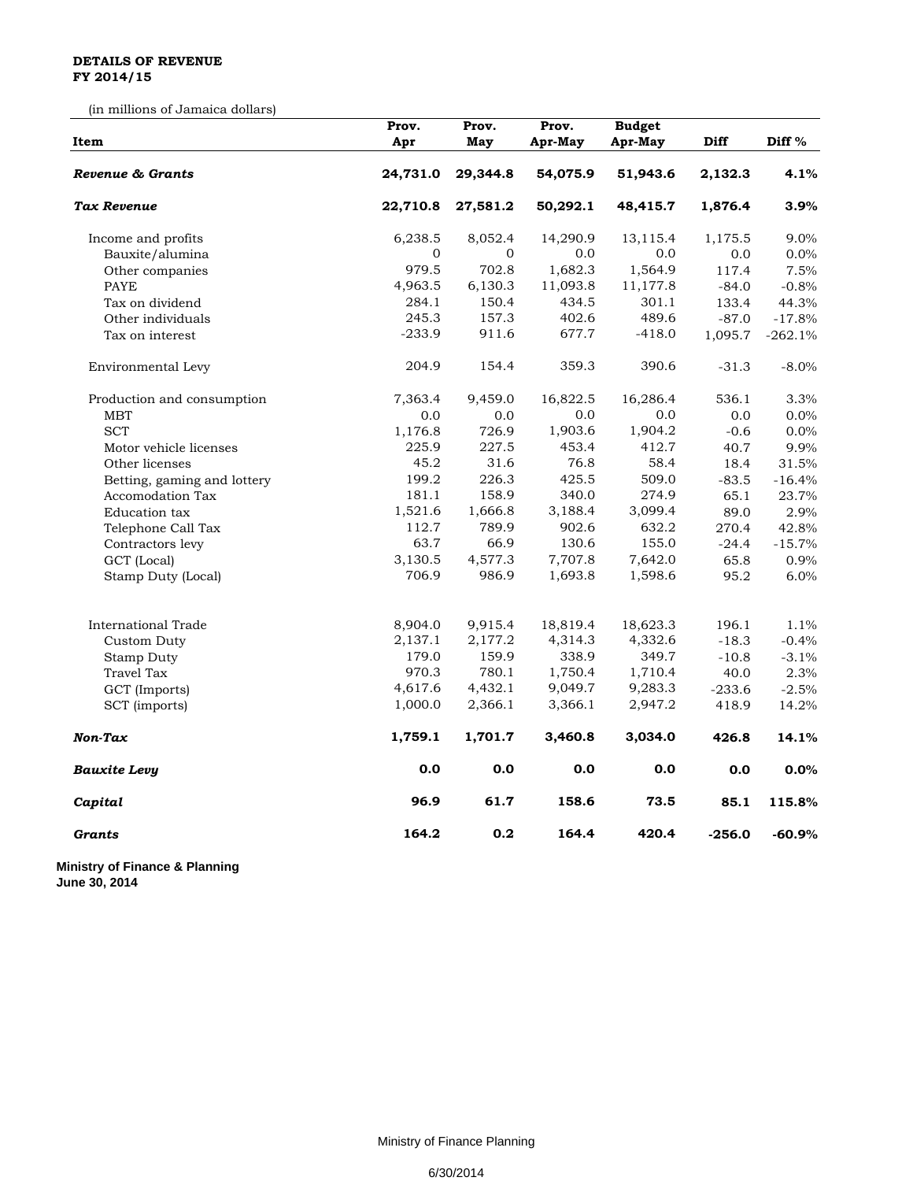**DETAILS OF REVENUE**
**FY 2014/15**

(in millions of Jamaica dollars)

| Item | Prov. Apr | Prov. May | Prov. Apr-May | Budget Apr-May | Diff | Diff % |
|---|---|---|---|---|---|---|
| ***Revenue & Grants*** | **24,731.0** | **29,344.8** | **54,075.9** | **51,943.6** | **2,132.3** | **4.1%** |
| ***Tax Revenue*** | **22,710.8** | **27,581.2** | **50,292.1** | **48,415.7** | **1,876.4** | **3.9%** |
| Income and profits | 6,238.5 | 8,052.4 | 14,290.9 | 13,115.4 | 1,175.5 | 9.0% |
| Bauxite/alumina | 0 | 0 | 0.0 | 0.0 | 0.0 | 0.0% |
| Other companies | 979.5 | 702.8 | 1,682.3 | 1,564.9 | 117.4 | 7.5% |
| PAYE | 4,963.5 | 6,130.3 | 11,093.8 | 11,177.8 | -84.0 | -0.8% |
| Tax on dividend | 284.1 | 150.4 | 434.5 | 301.1 | 133.4 | 44.3% |
| Other individuals | 245.3 | 157.3 | 402.6 | 489.6 | -87.0 | -17.8% |
| Tax on interest | -233.9 | 911.6 | 677.7 | -418.0 | 1,095.7 | -262.1% |
| Environmental Levy | 204.9 | 154.4 | 359.3 | 390.6 | -31.3 | -8.0% |
| Production and consumption | 7,363.4 | 9,459.0 | 16,822.5 | 16,286.4 | 536.1 | 3.3% |
| MBT | 0.0 | 0.0 | 0.0 | 0.0 | 0.0 | 0.0% |
| SCT | 1,176.8 | 726.9 | 1,903.6 | 1,904.2 | -0.6 | 0.0% |
| Motor vehicle licenses | 225.9 | 227.5 | 453.4 | 412.7 | 40.7 | 9.9% |
| Other licenses | 45.2 | 31.6 | 76.8 | 58.4 | 18.4 | 31.5% |
| Betting, gaming and lottery | 199.2 | 226.3 | 425.5 | 509.0 | -83.5 | -16.4% |
| Accomodation Tax | 181.1 | 158.9 | 340.0 | 274.9 | 65.1 | 23.7% |
| Education tax | 1,521.6 | 1,666.8 | 3,188.4 | 3,099.4 | 89.0 | 2.9% |
| Telephone Call Tax | 112.7 | 789.9 | 902.6 | 632.2 | 270.4 | 42.8% |
| Contractors levy | 63.7 | 66.9 | 130.6 | 155.0 | -24.4 | -15.7% |
| GCT (Local) | 3,130.5 | 4,577.3 | 7,707.8 | 7,642.0 | 65.8 | 0.9% |
| Stamp Duty (Local) | 706.9 | 986.9 | 1,693.8 | 1,598.6 | 95.2 | 6.0% |
| International Trade | 8,904.0 | 9,915.4 | 18,819.4 | 18,623.3 | 196.1 | 1.1% |
| Custom Duty | 2,137.1 | 2,177.2 | 4,314.3 | 4,332.6 | -18.3 | -0.4% |
| Stamp Duty | 179.0 | 159.9 | 338.9 | 349.7 | -10.8 | -3.1% |
| Travel Tax | 970.3 | 780.1 | 1,750.4 | 1,710.4 | 40.0 | 2.3% |
| GCT (Imports) | 4,617.6 | 4,432.1 | 9,049.7 | 9,283.3 | -233.6 | -2.5% |
| SCT (imports) | 1,000.0 | 2,366.1 | 3,366.1 | 2,947.2 | 418.9 | 14.2% |
| ***Non-Tax*** | **1,759.1** | **1,701.7** | **3,460.8** | **3,034.0** | **426.8** | **14.1%** |
| ***Bauxite Levy*** | **0.0** | **0.0** | **0.0** | **0.0** | **0.0** | **0.0%** |
| ***Capital*** | **96.9** | **61.7** | **158.6** | **73.5** | **85.1** | **115.8%** |
| ***Grants*** | **164.2** | **0.2** | **164.4** | **420.4** | **-256.0** | **-60.9%** |

**Ministry of Finance & Planning**
**June 30, 2014**